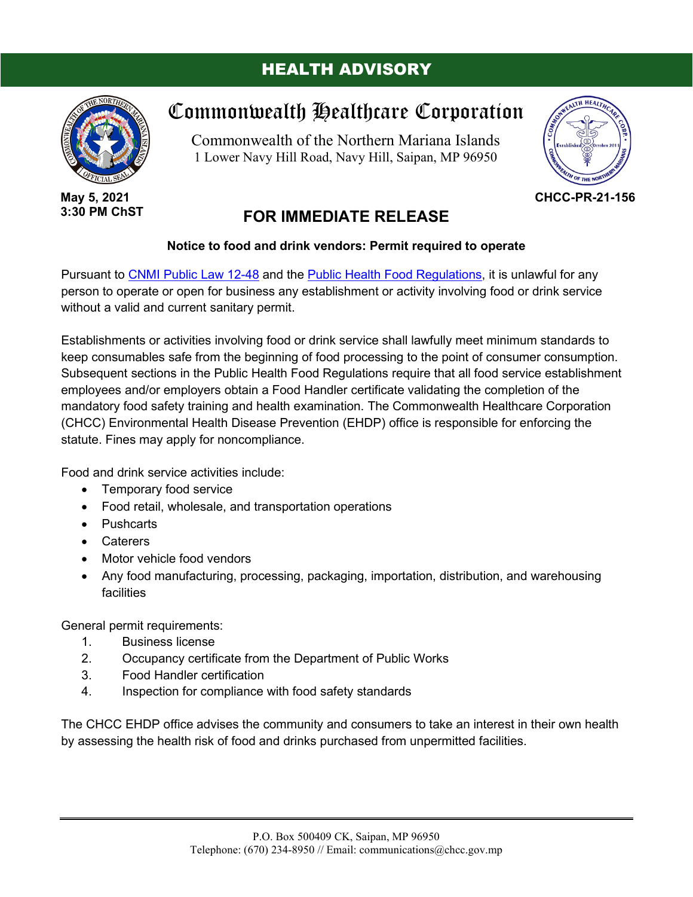# HEALTH ADVISORY

## Commonwealth Healthcare Corporation

Commonwealth of the Northern Mariana Islands
1 Lower Navy Hill Road, Navy Hill, Saipan, MP 96950

**May 5, 2021**
**3:30 PM ChST**

**CHCC-PR-21-156**

## FOR IMMEDIATE RELEASE

**Notice to food and drink vendors: Permit required to operate**

Pursuant to CNMI Public Law 12-48 and the Public Health Food Regulations, it is unlawful for any person to operate or open for business any establishment or activity involving food or drink service without a valid and current sanitary permit.

Establishments or activities involving food or drink service shall lawfully meet minimum standards to keep consumables safe from the beginning of food processing to the point of consumer consumption. Subsequent sections in the Public Health Food Regulations require that all food service establishment employees and/or employers obtain a Food Handler certificate validating the completion of the mandatory food safety training and health examination. The Commonwealth Healthcare Corporation (CHCC) Environmental Health Disease Prevention (EHDP) office is responsible for enforcing the statute. Fines may apply for noncompliance.

Food and drink service activities include:

- Temporary food service
- Food retail, wholesale, and transportation operations
- Pushcarts
- Caterers
- Motor vehicle food vendors
- Any food manufacturing, processing, packaging, importation, distribution, and warehousing facilities

General permit requirements:

1. Business license
2. Occupancy certificate from the Department of Public Works
3. Food Handler certification
4. Inspection for compliance with food safety standards

The CHCC EHDP office advises the community and consumers to take an interest in their own health by assessing the health risk of food and drinks purchased from unpermitted facilities.

P.O. Box 500409 CK, Saipan, MP 96950
Telephone: (670) 234-8950 // Email: communications@chcc.gov.mp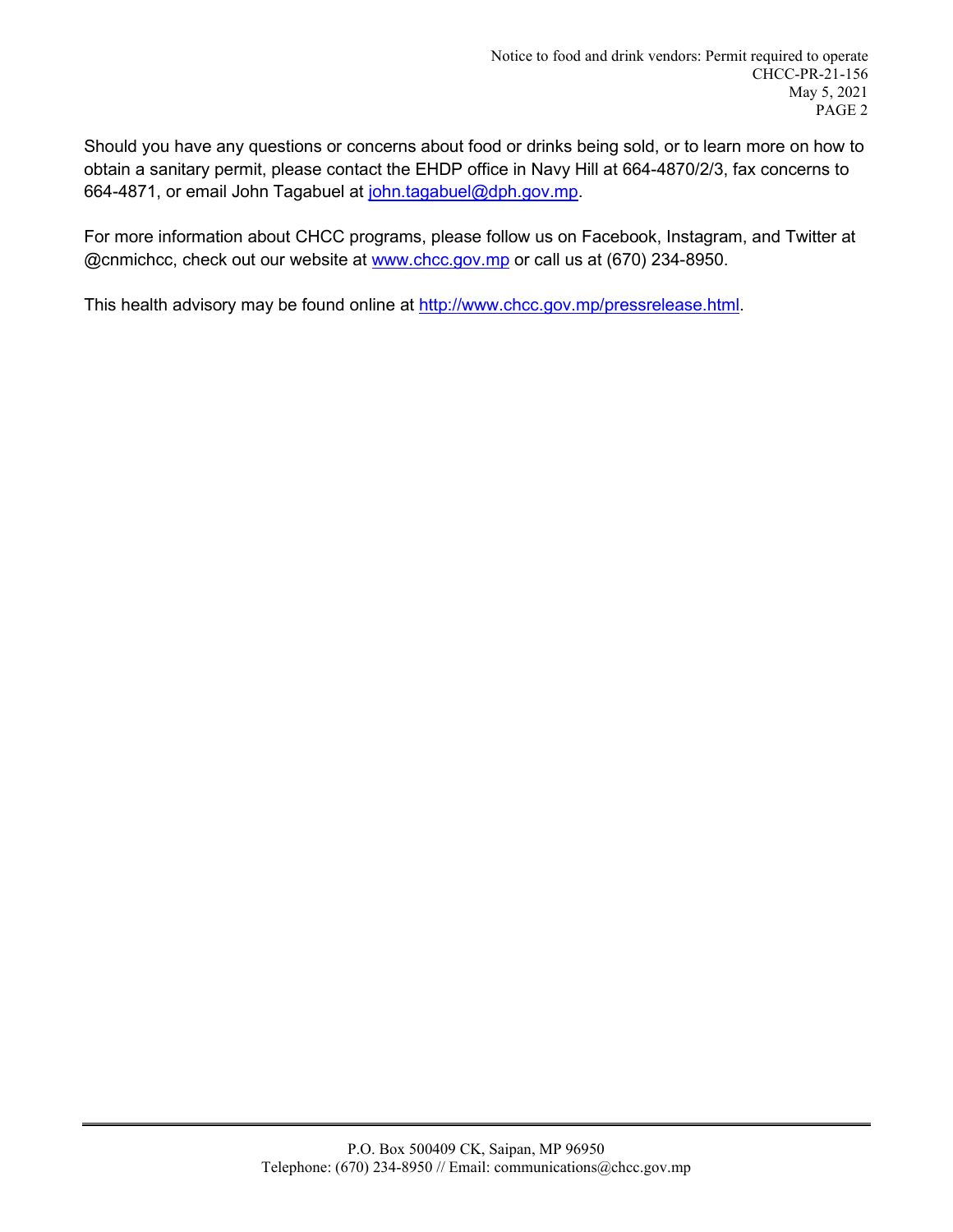Should you have any questions or concerns about food or drinks being sold, or to learn more on how to obtain a sanitary permit, please contact the EHDP office in Navy Hill at 664-4870/2/3, fax concerns to 664-4871, or email John Tagabuel at john.tagabuel@dph.gov.mp.

For more information about CHCC programs, please follow us on Facebook, Instagram, and Twitter at @cnmichcc, check out our website at www.chcc.gov.mp or call us at (670) 234-8950.

This health advisory may be found online at http://www.chcc.gov.mp/pressrelease.html.